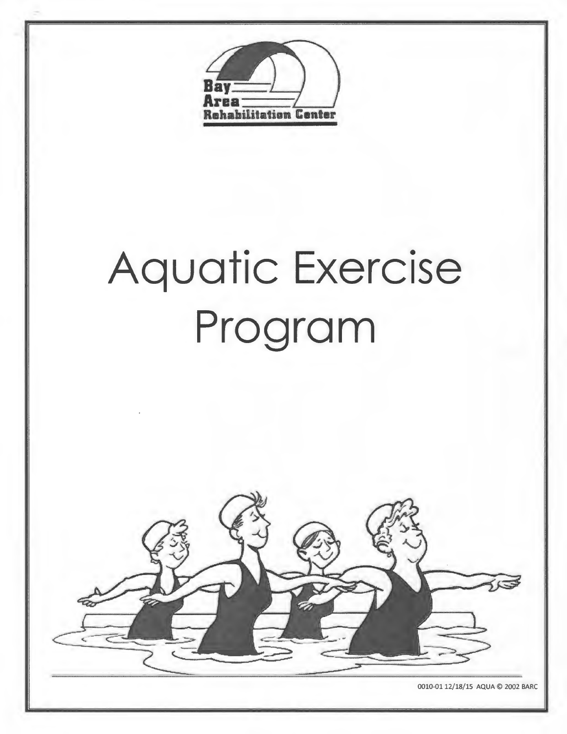Bay Area Rehabilitation Center

# Aquatic Exercise Program

0010-01 12/18/15 AQUA © 2002 BARC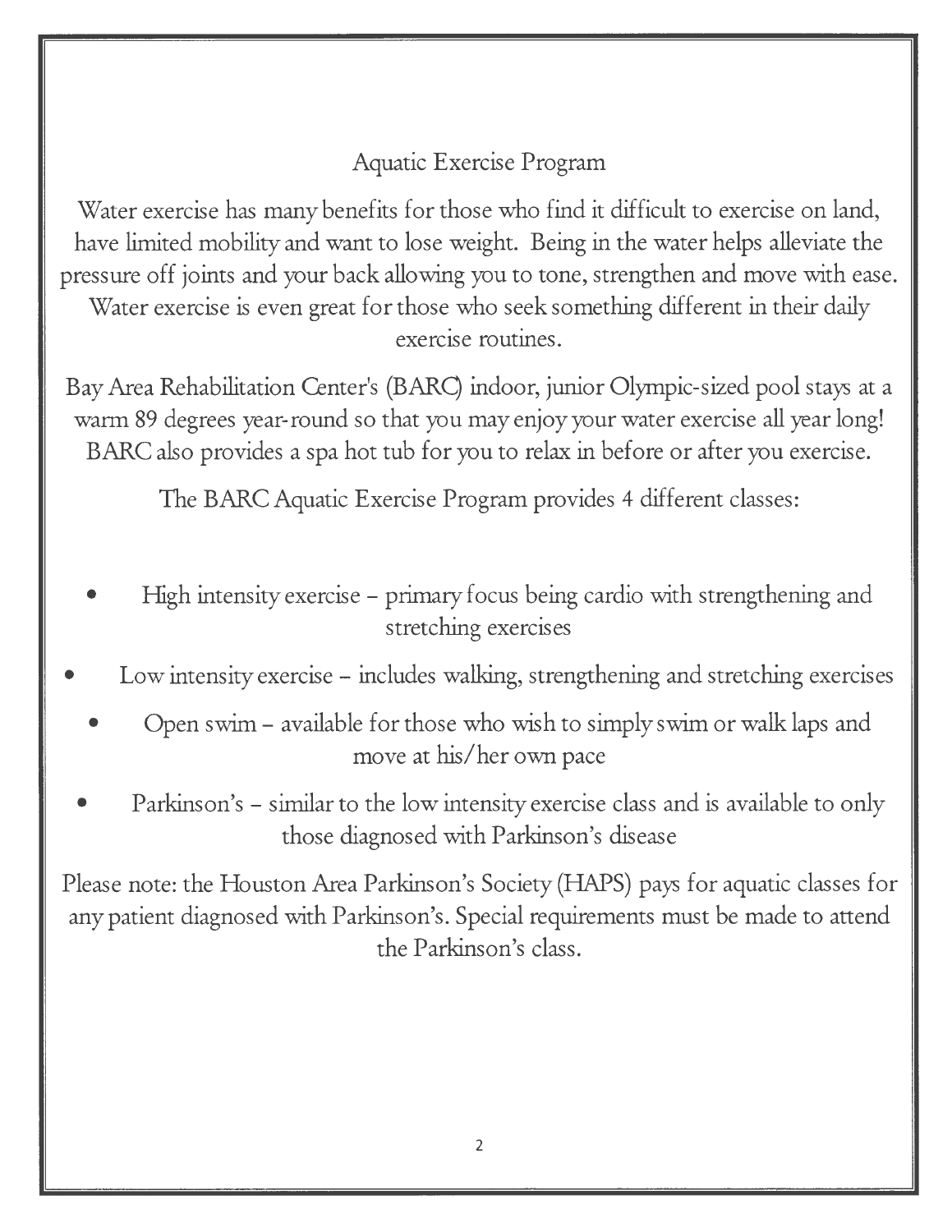# Aquatic Exercise Program

Water exercise has many benefits for those who find it difficult to exercise on land, have limited mobility and want to lose weight. Being in the water helps alleviate the pressure off joints and your back allowing you to tone, strengthen and move with ease. Water exercise is even great for those who seek something different in their daily exercise routines.

Bay Area Rehabilitation Center's (BARC) indoor, junior Olympic-sized pool stays at a warm 89 degrees year-round so that you may enjoy your water exercise all year long! BARC also provides a spa hot tub for you to relax in before or after you exercise.

The BARC Aquatic Exercise Program provides 4 different classes:

- High intensity exercise – primary focus being cardio with strengthening and stretching exercises
- Low intensity exercise – includes walking, strengthening and stretching exercises
- Open swim – available for those who wish to simply swim or walk laps and move at his/her own pace
- Parkinson's – similar to the low intensity exercise class and is available to only those diagnosed with Parkinson's disease

Please note: the Houston Area Parkinson's Society (HAPS) pays for aquatic classes for any patient diagnosed with Parkinson's. Special requirements must be made to attend the Parkinson's class.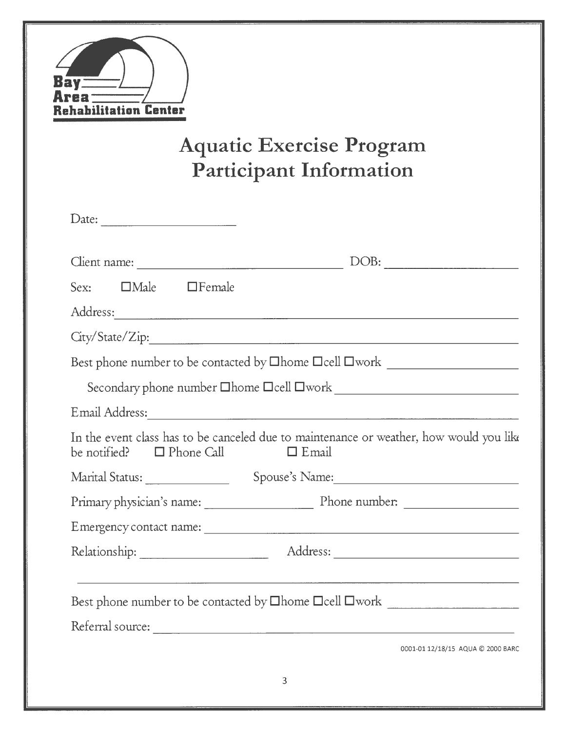Bay Area Rehabilitation Center

# Aquatic Exercise Program Participant Information

Date: ____________________

Client name: ________________________________ DOB: ____________________

Sex: ☐Male ☐Female

Address: ____________________________________________________________

City/State/Zip: ______________________________________________________

Best phone number to be contacted by ☐home ☐cell ☐work ____________________

Secondary phone number ☐home ☐cell ☐work __________________________

Email Address: _______________________________________________________

In the event class has to be canceled due to maintenance or weather, how would you like be notified? ☐ Phone Call ☐ Email

Marital Status: ____________ Spouse's Name: ______________________________

Primary physician's name: ________________ Phone number: __________________

Emergency contact name: ______________________________________________

Relationship: ___________________ Address: ______________________________

____________________________________________________________________

Best phone number to be contacted by ☐home ☐cell ☐work ____________________

Referral source: ______________________________________________________

0001-01 12/18/15 AQUA © 2000 BARC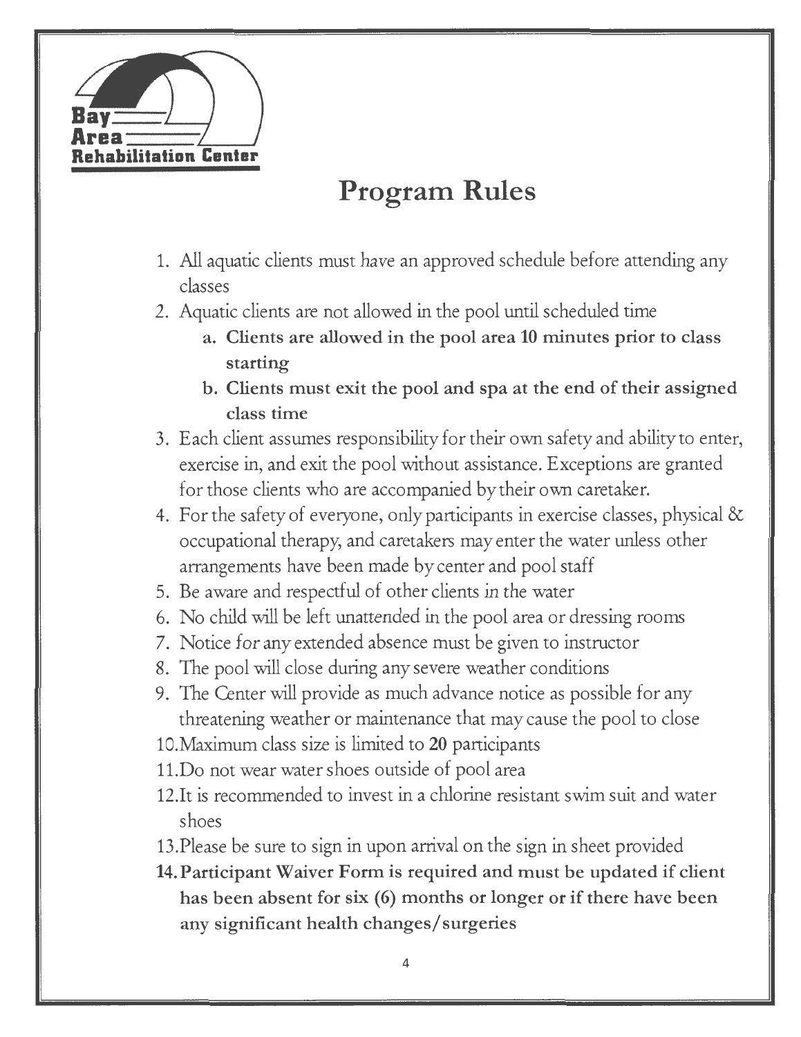Bay Area Rehabilitation Center

# Program Rules

1. All aquatic clients must have an approved schedule before attending any classes
2. Aquatic clients are not allowed in the pool until scheduled time
    a. **Clients are allowed in the pool area 10 minutes prior to class starting**
    b. **Clients must exit the pool and spa at the end of their assigned class time**
3. Each client assumes responsibility for their own safety and ability to enter, exercise in, and exit the pool without assistance. Exceptions are granted for those clients who are accompanied by their own caretaker.
4. For the safety of everyone, only participants in exercise classes, physical & occupational therapy, and caretakers may enter the water unless other arrangements have been made by center and pool staff
5. Be aware and respectful of other clients in the water
6. No child will be left unattended in the pool area or dressing rooms
7. Notice for any extended absence must be given to instructor
8. The pool will close during any severe weather conditions
9. The Center will provide as much advance notice as possible for any threatening weather or maintenance that may cause the pool to close
10. Maximum class size is limited to **20** participants
11. Do not wear water shoes outside of pool area
12. It is recommended to invest in a chlorine resistant swim suit and water shoes
13. Please be sure to sign in upon arrival on the sign in sheet provided
14. **Participant Waiver Form is required and must be updated if client has been absent for six (6) months or longer or if there have been any significant health changes/surgeries**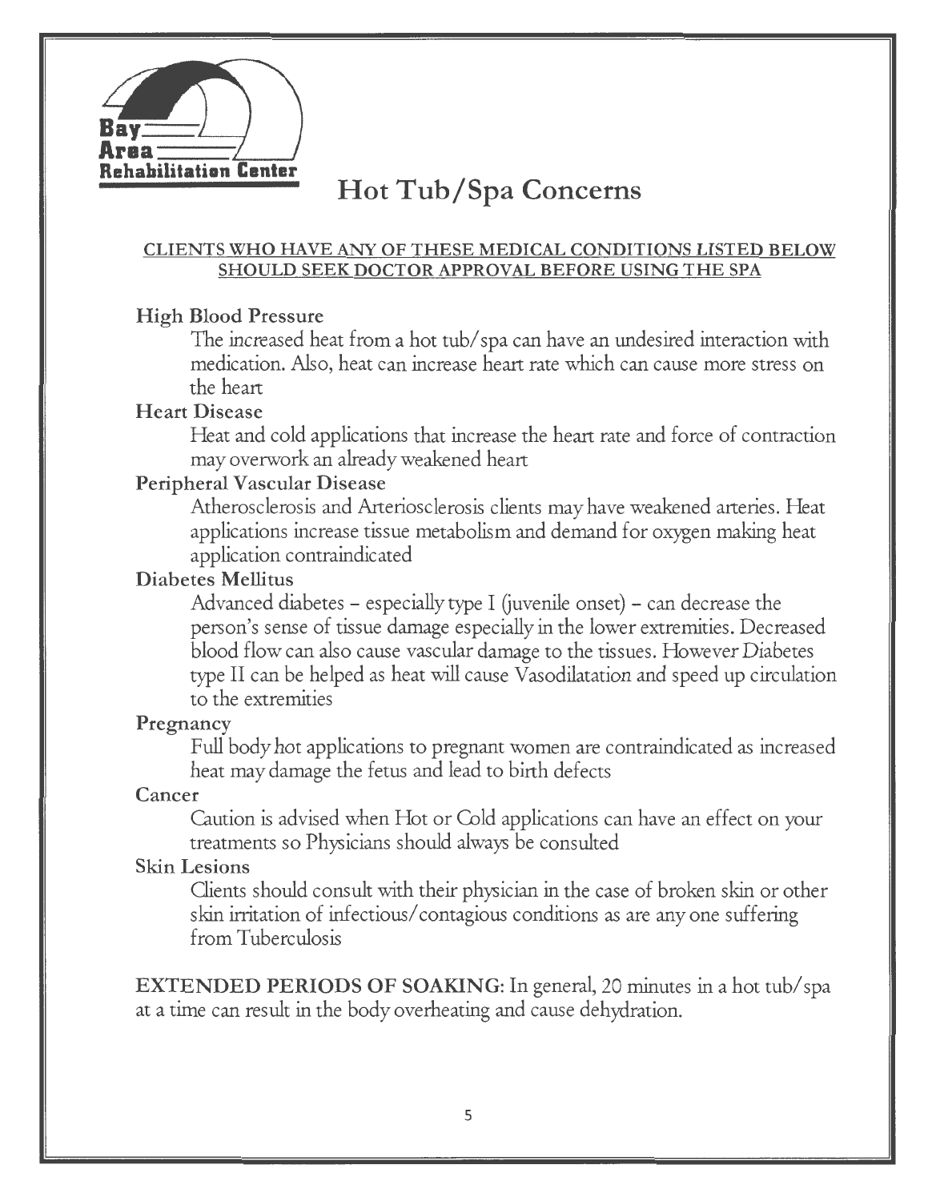# Hot Tub/Spa Concerns

**CLIENTS WHO HAVE ANY OF THESE MEDICAL CONDITIONS LISTED BELOW SHOULD SEEK DOCTOR APPROVAL BEFORE USING THE SPA**

**High Blood Pressure**

The increased heat from a hot tub/spa can have an undesired interaction with medication. Also, heat can increase heart rate which can cause more stress on the heart

**Heart Disease**

Heat and cold applications that increase the heart rate and force of contraction may overwork an already weakened heart

**Peripheral Vascular Disease**

Atherosclerosis and Arteriosclerosis clients may have weakened arteries. Heat applications increase tissue metabolism and demand for oxygen making heat application contraindicated

**Diabetes Mellitus**

Advanced diabetes – especially type I (juvenile onset) – can decrease the person's sense of tissue damage especially in the lower extremities. Decreased blood flow can also cause vascular damage to the tissues. However Diabetes type II can be helped as heat will cause Vasodilatation and speed up circulation to the extremities

**Pregnancy**

Full body hot applications to pregnant women are contraindicated as increased heat may damage the fetus and lead to birth defects

**Cancer**

Caution is advised when Hot or Cold applications can have an effect on your treatments so Physicians should always be consulted

**Skin Lesions**

Clients should consult with their physician in the case of broken skin or other skin irritation of infectious/contagious conditions as are any one suffering from Tuberculosis

**EXTENDED PERIODS OF SOAKING:** In general, 20 minutes in a hot tub/spa at a time can result in the body overheating and cause dehydration.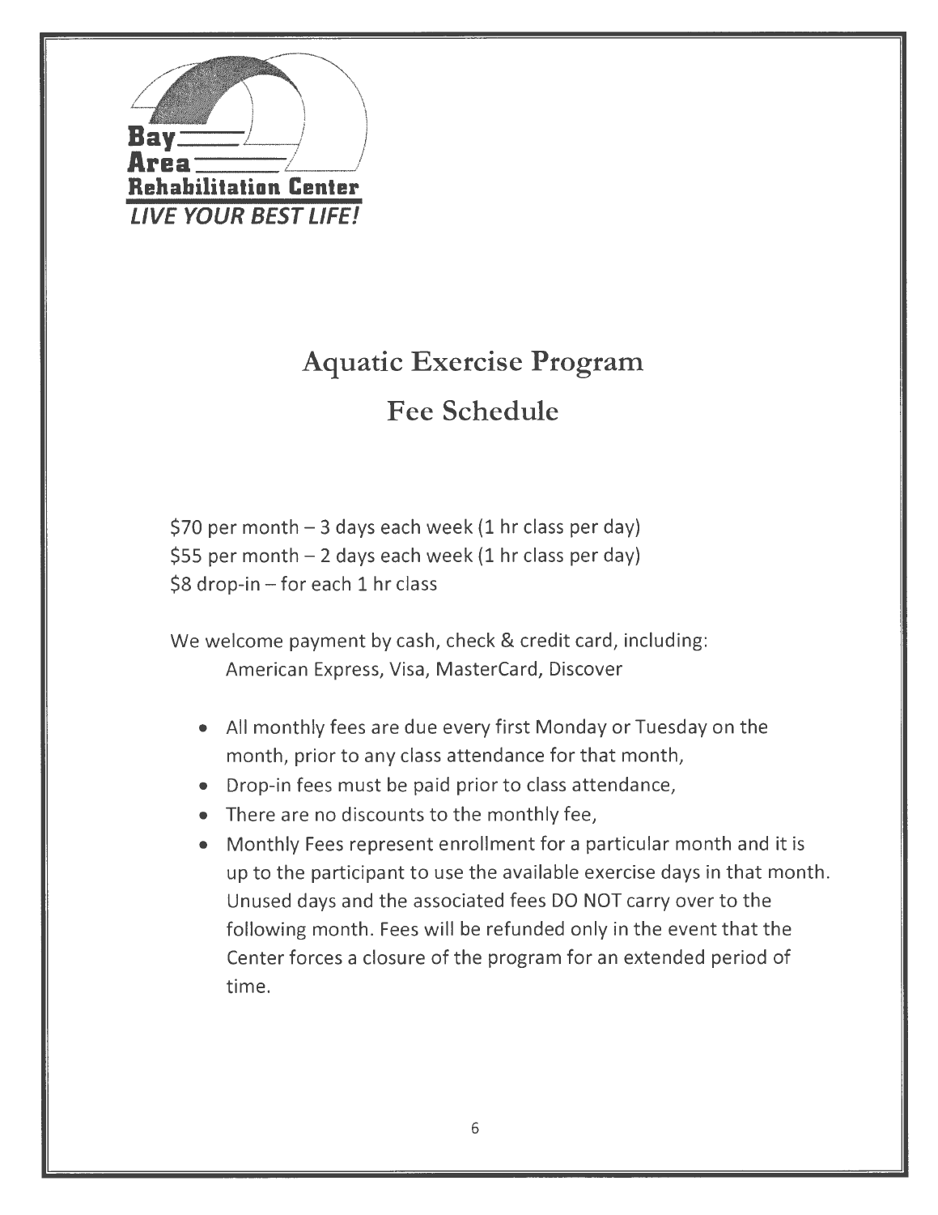**Bay Area Rehabilitation Center**

*LIVE YOUR BEST LIFE!*

# Aquatic Exercise Program

## Fee Schedule

$70 per month – 3 days each week (1 hr class per day)
$55 per month – 2 days each week (1 hr class per day)
$8 drop-in – for each 1 hr class

We welcome payment by cash, check & credit card, including:
American Express, Visa, MasterCard, Discover

- All monthly fees are due every first Monday or Tuesday on the month, prior to any class attendance for that month,
- Drop-in fees must be paid prior to class attendance,
- There are no discounts to the monthly fee,
- Monthly Fees represent enrollment for a particular month and it is up to the participant to use the available exercise days in that month. Unused days and the associated fees DO NOT carry over to the following month. Fees will be refunded only in the event that the Center forces a closure of the program for an extended period of time.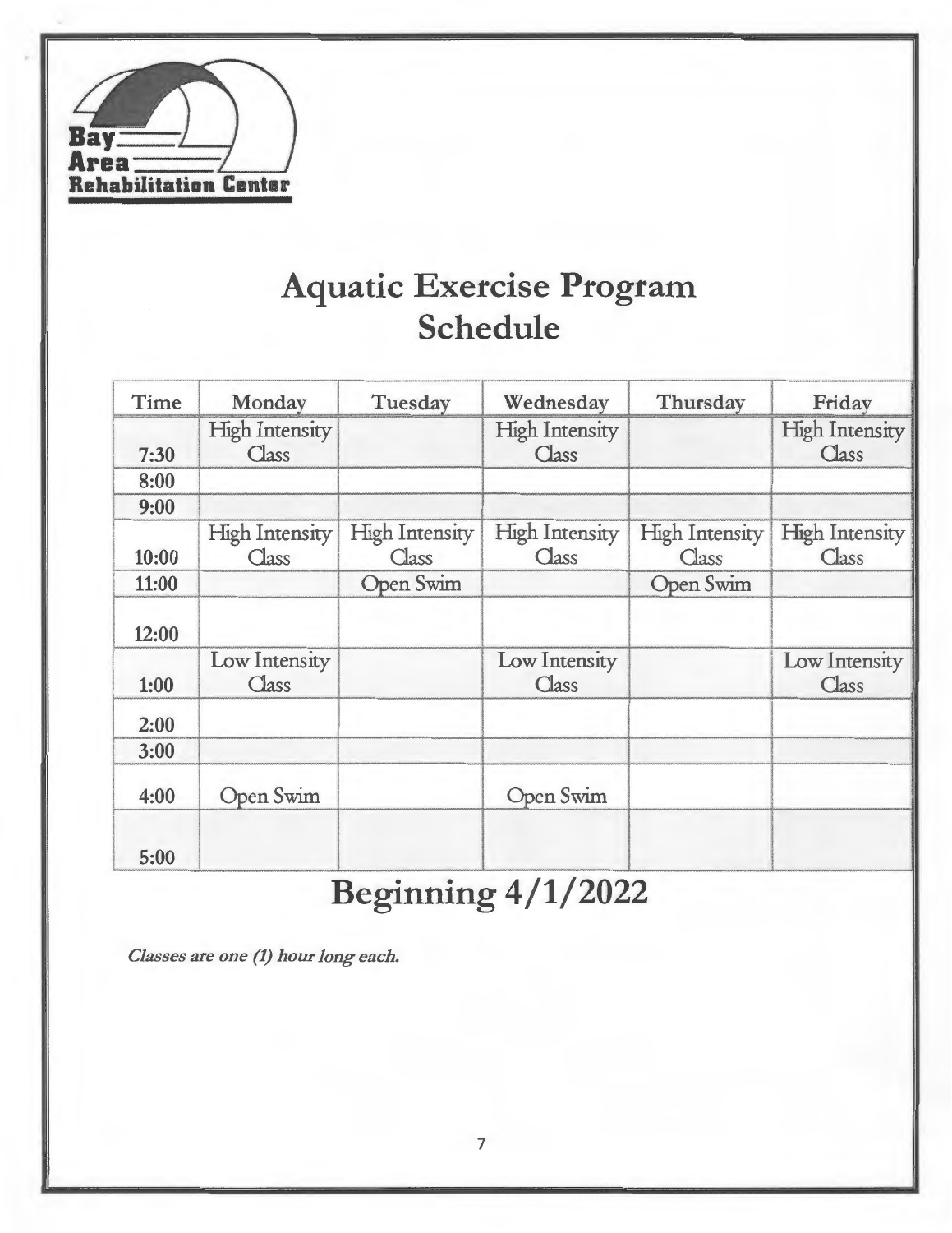Bay Area Rehabilitation Center

# Aquatic Exercise Program Schedule

| Time | Monday | Tuesday | Wednesday | Thursday | Friday |
|---|---|---|---|---|---|
| 7:30 | High Intensity Class | | High Intensity Class | | High Intensity Class |
| 8:00 | | | | | |
| 9:00 | | | | | |
| 10:00 | High Intensity Class | High Intensity Class | High Intensity Class | High Intensity Class | High Intensity Class |
| 11:00 | | Open Swim | | Open Swim | |
| 12:00 | | | | | |
| 1:00 | Low Intensity Class | | Low Intensity Class | | Low Intensity Class |
| 2:00 | | | | | |
| 3:00 | | | | | |
| 4:00 | Open Swim | | Open Swim | | |
| 5:00 | | | | | |

# Beginning 4/1/2022

***Classes are one (1) hour long each.***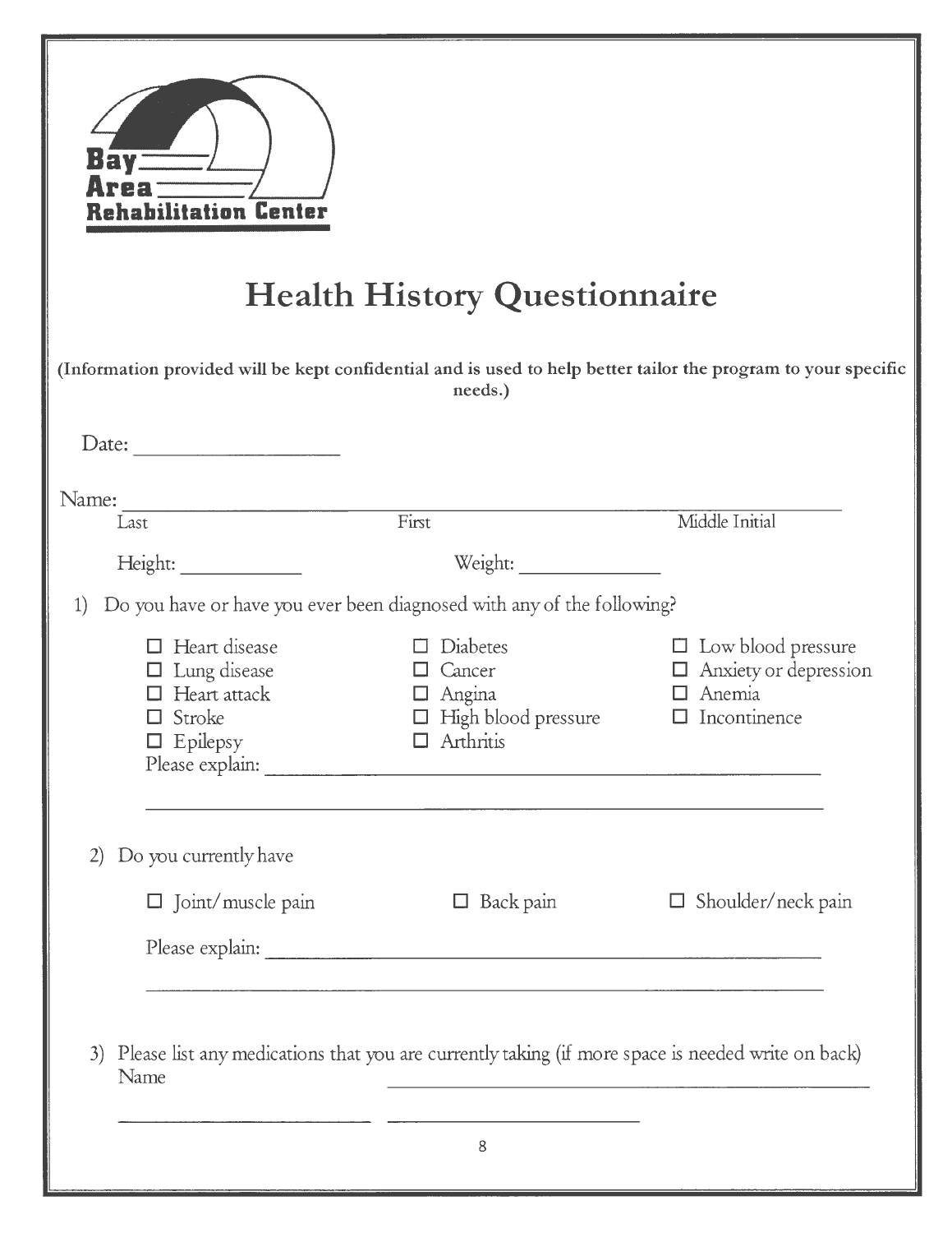**Bay Area Rehabilitation Center**

# Health History Questionnaire

**(Information provided will be kept confidential and is used to help better tailor the program to your specific needs.)**

Date: ____________________

Name: ___________________________________________________________________
Last First Middle Initial

Height: ____________ Weight: ______________

1) Do you have or have you ever been diagnosed with any of the following?

- ☐ Heart disease
- ☐ Lung disease
- ☐ Heart attack
- ☐ Stroke
- ☐ Epilepsy
- ☐ Diabetes
- ☐ Cancer
- ☐ Angina
- ☐ High blood pressure
- ☐ Arthritis
- ☐ Low blood pressure
- ☐ Anxiety or depression
- ☐ Anemia
- ☐ Incontinence

Please explain: ____________________________________________________________

_________________________________________________________________________

2) Do you currently have

- ☐ Joint/muscle pain
- ☐ Back pain
- ☐ Shoulder/neck pain

Please explain: ____________________________________________________________

_________________________________________________________________________

3) Please list any medications that you are currently taking (if more space is needed write on back)

Name ______________________________________________

__________________________ __________________________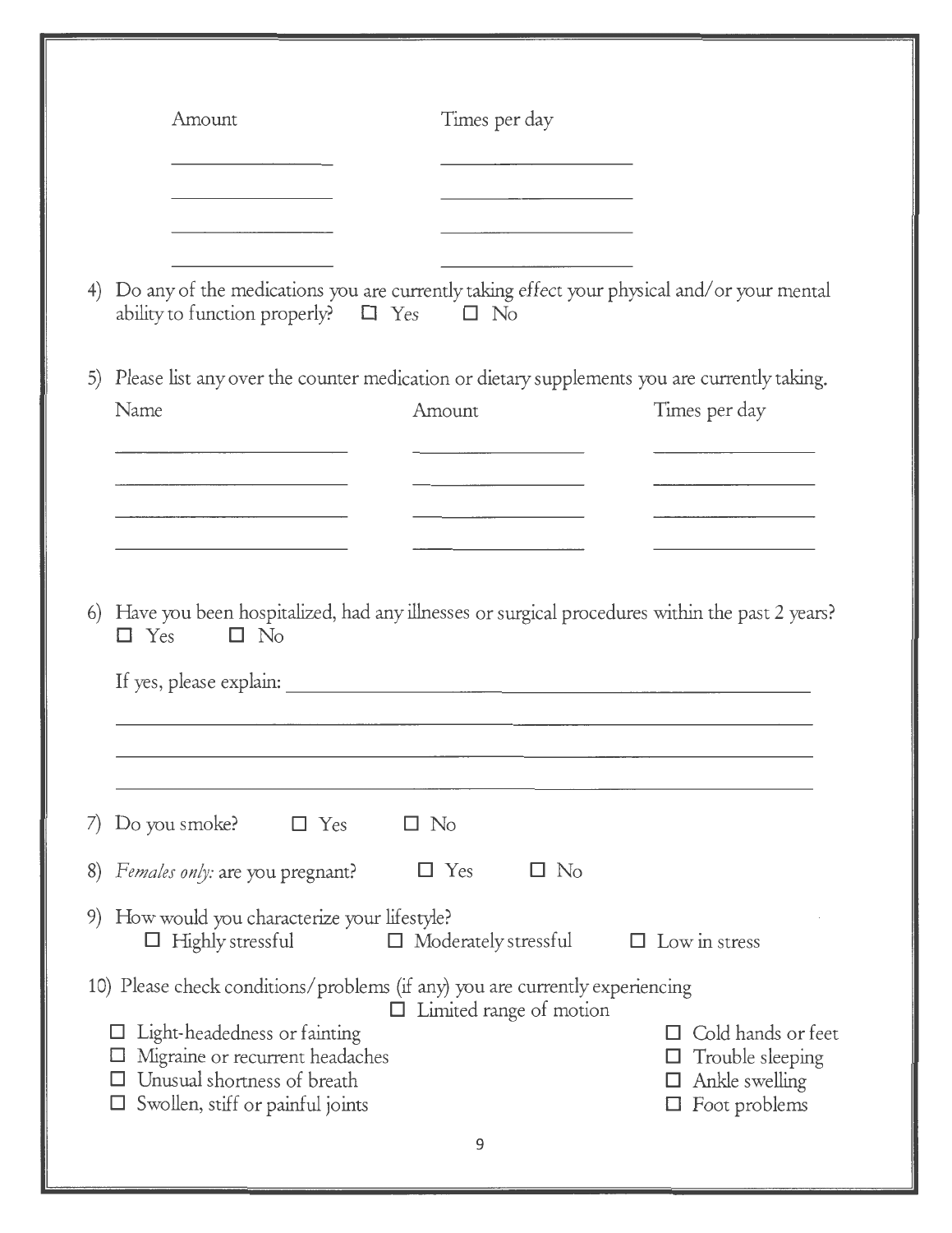| Amount | Times per day |
|---|---|
| ________________ | ________________ |
| ________________ | ________________ |
| ________________ | ________________ |
| ________________ | ________________ |

4) Do any of the medications you are currently taking effect your physical and/or your mental ability to function properly? ☐ Yes ☐ No

5) Please list any over the counter medication or dietary supplements you are currently taking.

| Name | Amount | Times per day |
|---|---|---|
| ____________________ | ________________ | ________________ |
| ____________________ | ________________ | ________________ |
| ____________________ | ________________ | ________________ |
| ____________________ | ________________ | ________________ |

6) Have you been hospitalized, had any illnesses or surgical procedures within the past 2 years?
☐ Yes ☐ No

If yes, please explain: ____________________________________________________

________________________________________________________________________

________________________________________________________________________

________________________________________________________________________

7) Do you smoke? ☐ Yes ☐ No

8) *Females only:* are you pregnant? ☐ Yes ☐ No

9) How would you characterize your lifestyle?
☐ Highly stressful ☐ Moderately stressful ☐ Low in stress

10) Please check conditions/problems (if any) you are currently experiencing

- ☐ Light-headedness or fainting
- ☐ Migraine or recurrent headaches
- ☐ Unusual shortness of breath
- ☐ Swollen, stiff or painful joints
- ☐ Limited range of motion
- ☐ Cold hands or feet
- ☐ Trouble sleeping
- ☐ Ankle swelling
- ☐ Foot problems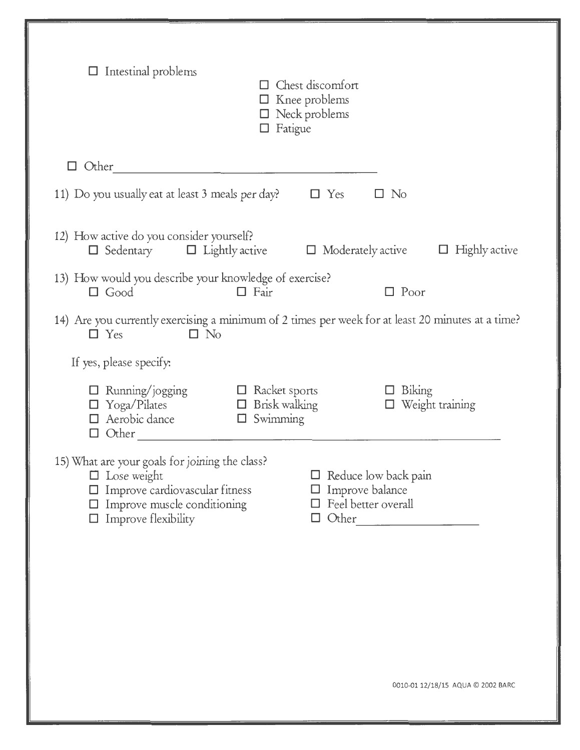- ☐ Intestinal problems
- ☐ Chest discomfort
- ☐ Knee problems
- ☐ Neck problems
- ☐ Fatigue

☐ Other ______________________________

11) Do you usually eat at least 3 meals per day? ☐ Yes ☐ No

12) How active do you consider yourself?
☐ Sedentary ☐ Lightly active ☐ Moderately active ☐ Highly active

13) How would you describe your knowledge of exercise?
☐ Good ☐ Fair ☐ Poor

14) Are you currently exercising a minimum of 2 times per week for at least 20 minutes at a time?
☐ Yes ☐ No

If yes, please specify:

- ☐ Running/jogging
- ☐ Yoga/Pilates
- ☐ Aerobic dance
- ☐ Racket sports
- ☐ Brisk walking
- ☐ Swimming
- ☐ Biking
- ☐ Weight training
- ☐ Other ______________________________

15) What are your goals for joining the class?

- ☐ Lose weight
- ☐ Improve cardiovascular fitness
- ☐ Improve muscle conditioning
- ☐ Improve flexibility
- ☐ Reduce low back pain
- ☐ Improve balance
- ☐ Feel better overall
- ☐ Other ____________________

0010-01 12/18/15 AQUA © 2002 BARC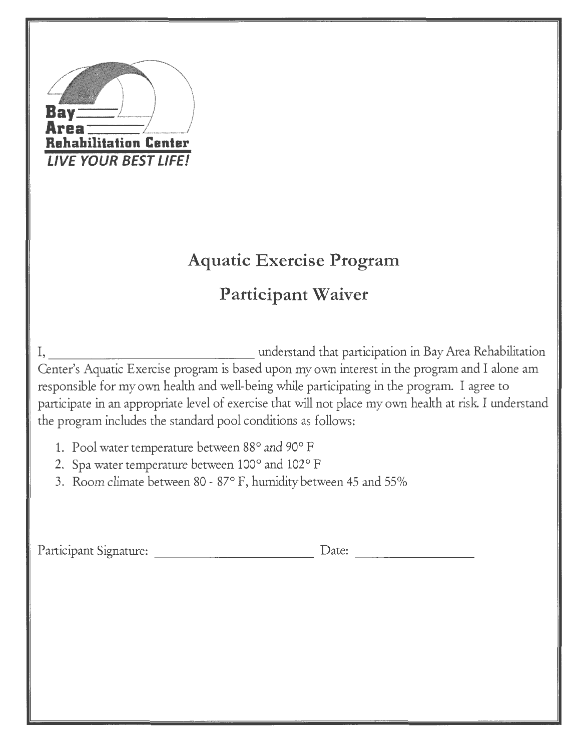Bay Area Rehabilitation Center

*LIVE YOUR BEST LIFE!*

## Aquatic Exercise Program

## Participant Waiver

I, ______________________________ understand that participation in Bay Area Rehabilitation Center's Aquatic Exercise program is based upon my own interest in the program and I alone am responsible for my own health and well-being while participating in the program. I agree to participate in an appropriate level of exercise that will not place my own health at risk. I understand the program includes the standard pool conditions as follows:

1. Pool water temperature between 88° and 90° F
2. Spa water temperature between 100° and 102° F
3. Room climate between 80 - 87° F, humidity between 45 and 55%

Participant Signature: ______________________ Date: ________________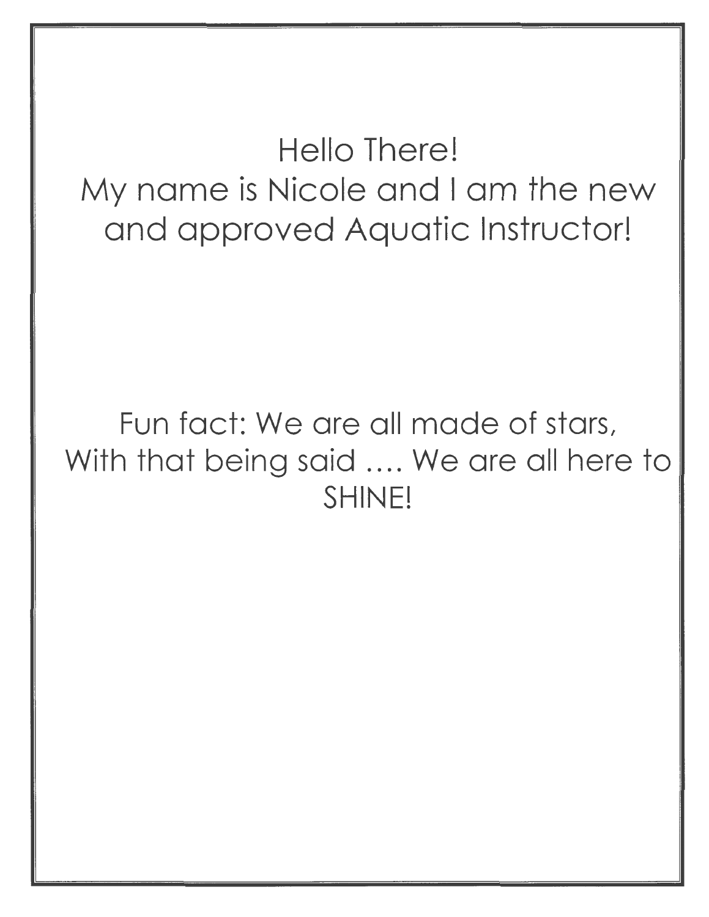Hello There!
My name is Nicole and I am the new and approved Aquatic Instructor!

Fun fact: We are all made of stars,
With that being said …. We are all here to SHINE!